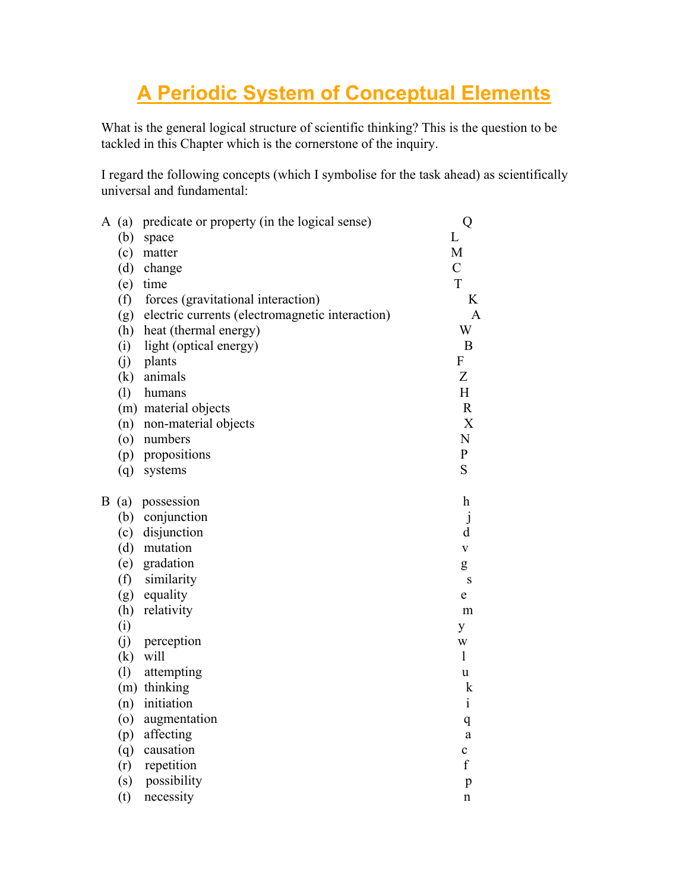# A Periodic System of Conceptual Elements

What is the general logical structure of scientific thinking? This is the question to be tackled in this Chapter which is the cornerstone of the inquiry.

I regard the following concepts (which I symbolise for the task ahead) as scientifically universal and fundamental:

| | | Concept | Symbol |
|---|---|---|---|
| A | (a) | predicate or property (in the logical sense) | Q |
| | (b) | space | L |
| | (c) | matter | M |
| | (d) | change | C |
| | (e) | time | T |
| | (f) | forces (gravitational interaction) | K |
| | (g) | electric currents (electromagnetic interaction) | A |
| | (h) | heat (thermal energy) | W |
| | (i) | light (optical energy) | B |
| | (j) | plants | F |
| | (k) | animals | Z |
| | (l) | humans | H |
| | (m) | material objects | R |
| | (n) | non-material objects | X |
| | (o) | numbers | N |
| | (p) | propositions | P |
| | (q) | systems | S |
| B | (a) | possession | h |
| | (b) | conjunction | j |
| | (c) | disjunction | d |
| | (d) | mutation | v |
| | (e) | gradation | g |
| | (f) | similarity | s |
| | (g) | equality | e |
| | (h) | relativity | m |
| | (i) | | y |
| | (j) | perception | w |
| | (k) | will | l |
| | (l) | attempting | u |
| | (m) | thinking | k |
| | (n) | initiation | i |
| | (o) | augmentation | q |
| | (p) | affecting | a |
| | (q) | causation | c |
| | (r) | repetition | f |
| | (s) | possibility | p |
| | (t) | necessity | n |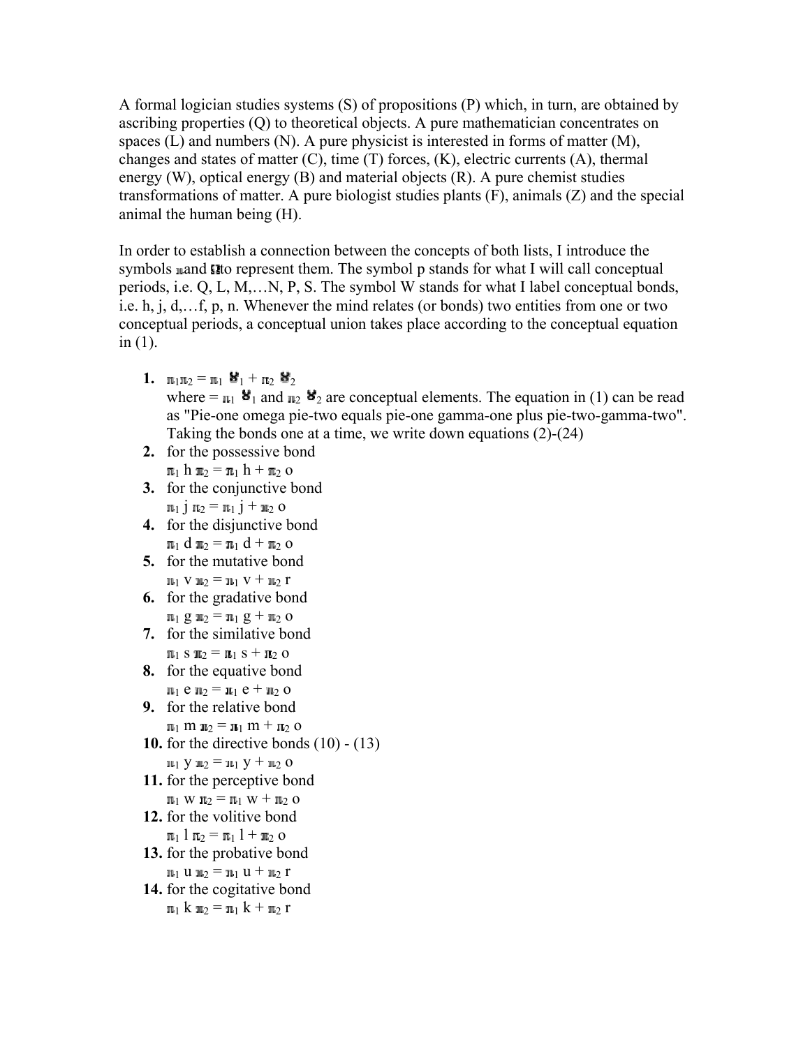A formal logician studies systems (S) of propositions (P) which, in turn, are obtained by ascribing properties (Q) to theoretical objects. A pure mathematician concentrates on spaces (L) and numbers (N). A pure physicist is interested in forms of matter (M), changes and states of matter (C), time (T) forces, (K), electric currents (A), thermal energy (W), optical energy (B) and material objects (R). A pure chemist studies transformations of matter. A pure biologist studies plants (F), animals (Z) and the special animal the human being (H).

In order to establish a connection between the concepts of both lists, I introduce the symbols $\pi$ and $\Omega$ to represent them. The symbol p stands for what I will call conceptual periods, i.e. Q, L, M,…N, P, S. The symbol W stands for what I label conceptual bonds, i.e. h, j, d,…f, p, n. Whenever the mind relates (or bonds) two entities from one or two conceptual periods, a conceptual union takes place according to the conceptual equation in (1).

1. $\pi_1\pi_2 = \pi_1\ \gamma_1 + \pi_2\ \gamma_2$  
   where $= \pi_1\ \gamma_1$ and $\pi_2\ \gamma_2$ are conceptual elements. The equation in (1) can be read as "Pie-one omega pie-two equals pie-one gamma-one plus pie-two-gamma-two". Taking the bonds one at a time, we write down equations (2)-(24)
2. for the possessive bond  
   $\pi_1\ h\ \pi_2 = \pi_1\ h + \pi_2\ o$
3. for the conjunctive bond  
   $\pi_1\ j\ \pi_2 = \pi_1\ j + \pi_2\ o$
4. for the disjunctive bond  
   $\pi_1\ d\ \pi_2 = \pi_1\ d + \pi_2\ o$
5. for the mutative bond  
   $\pi_1\ v\ \pi_2 = \pi_1\ v + \pi_2\ r$
6. for the gradative bond  
   $\pi_1\ g\ \pi_2 = \pi_1\ g + \pi_2\ o$
7. for the similative bond  
   $\pi_1\ s\ \pi_2 = \pi_1\ s + \pi_2\ o$
8. for the equative bond  
   $\pi_1\ e\ \pi_2 = \pi_1\ e + \pi_2\ o$
9. for the relative bond  
   $\pi_1\ m\ \pi_2 = \pi_1\ m + \pi_2\ o$
10. for the directive bonds (10) - (13)  
    $\pi_1\ y\ \pi_2 = \pi_1\ y + \pi_2\ o$
11. for the perceptive bond  
    $\pi_1\ w\ \pi_2 = \pi_1\ w + \pi_2\ o$
12. for the volitive bond  
    $\pi_1\ l\ \pi_2 = \pi_1\ l + \pi_2\ o$
13. for the probative bond  
    $\pi_1\ u\ \pi_2 = \pi_1\ u + \pi_2\ r$
14. for the cogitative bond  
    $\pi_1\ k\ \pi_2 = \pi_1\ k + \pi_2\ r$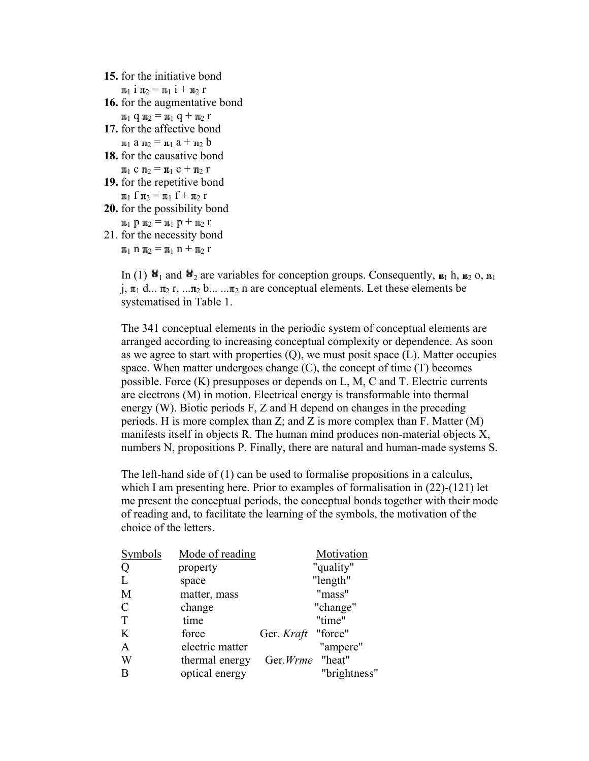**15.** for the initiative bond

$\pi_1$ i $\pi_2$ = $\pi_1$ i + $\pi_2$ r

**16.** for the augmentative bond

$\pi_1$ q $\pi_2$ = $\pi_1$ q + $\pi_2$ r

**17.** for the affective bond

$\pi_1$ a $\pi_2$ = $\pi_1$ a + $\pi_2$ b

**18.** for the causative bond

$\pi_1$ c $\pi_2$ = $\pi_1$ c + $\pi_2$ r

**19.** for the repetitive bond

$\pi_1$ f $\pi_2$ = $\pi_1$ f + $\pi_2$ r

**20.** for the possibility bond

$\pi_1$ p $\pi_2$ = $\pi_1$ p + $\pi_2$ r

21. for the necessity bond

$\pi_1$ n $\pi_2$ = $\pi_1$ n + $\pi_2$ r

In (1) $\pi_1$ and $\pi_2$ are variables for conception groups. Consequently, $\pi_1$ h, $\pi_2$ o, $\pi_1$ j, $\pi_1$ d... $\pi_2$ r, ...$\pi_2$ b... ...$\pi_2$ n are conceptual elements. Let these elements be systematised in Table 1.

The 341 conceptual elements in the periodic system of conceptual elements are arranged according to increasing conceptual complexity or dependence. As soon as we agree to start with properties (Q), we must posit space (L). Matter occupies space. When matter undergoes change (C), the concept of time (T) becomes possible. Force (K) presupposes or depends on L, M, C and T. Electric currents are electrons (M) in motion. Electrical energy is transformable into thermal energy (W). Biotic periods F, Z and H depend on changes in the preceding periods. H is more complex than Z; and Z is more complex than F. Matter (M) manifests itself in objects R. The human mind produces non-material objects X, numbers N, propositions P. Finally, there are natural and human-made systems S.

The left-hand side of (1) can be used to formalise propositions in a calculus, which I am presenting here. Prior to examples of formalisation in (22)-(121) let me present the conceptual periods, the conceptual bonds together with their mode of reading and, to facilitate the learning of the symbols, the motivation of the choice of the letters.

| Symbols | Mode of reading | | Motivation |
|---|---|---|---|
| Q | property | | "quality" |
| L | space | | "length" |
| M | matter, mass | | "mass" |
| C | change | | "change" |
| T | time | | "time" |
| K | force | Ger. *Kraft* | "force" |
| A | electric matter | | "ampere" |
| W | thermal energy | Ger. *Wrme* | "heat" |
| B | optical energy | | "brightness" |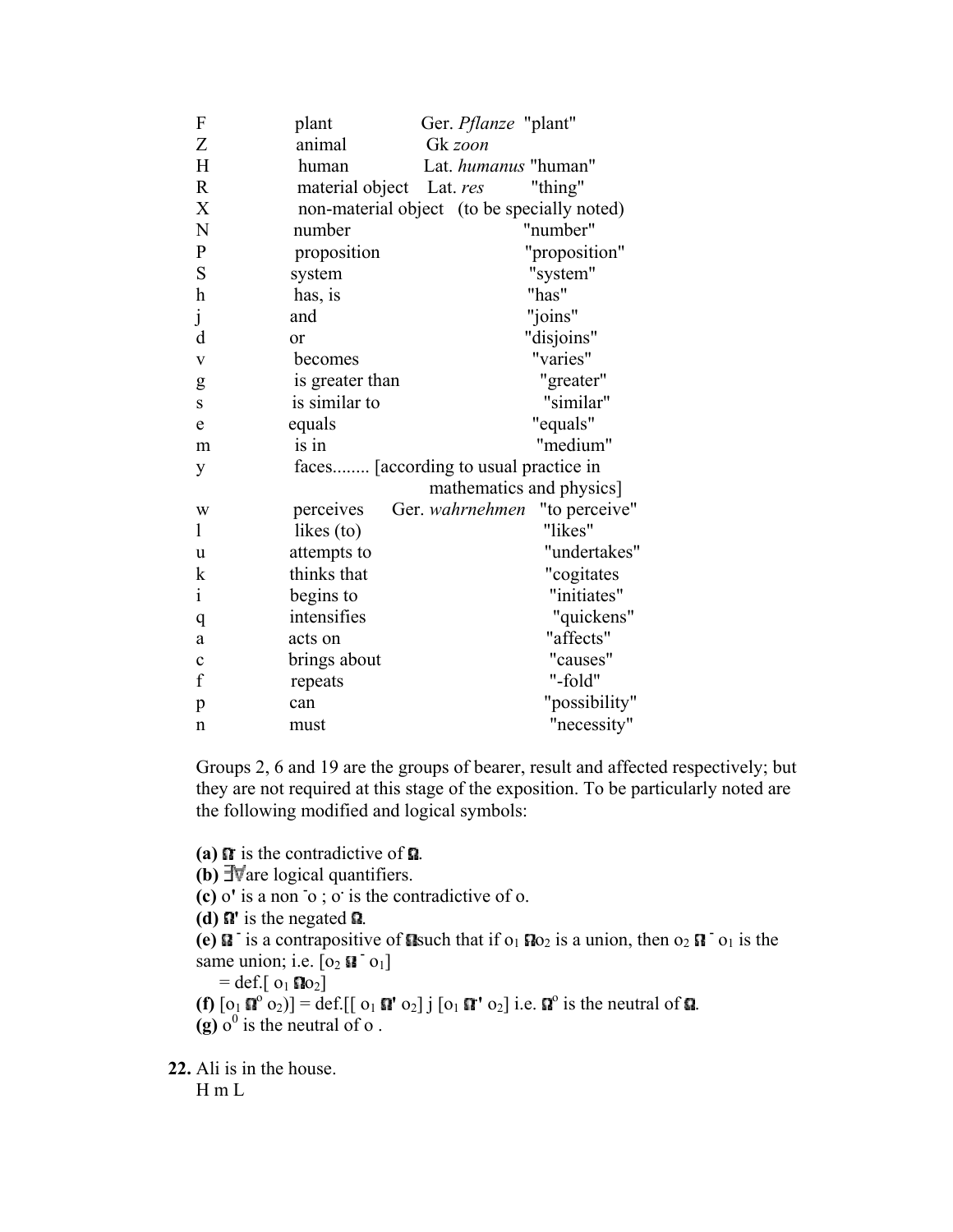| | | |
|---|---|---|
| F | plant | Ger. *Pflanze* "plant" |
| Z | animal | Gk *zoon* |
| H | human | Lat. *humanus* "human" |
| R | material object | Lat. *res* "thing" |
| X | non-material object | (to be specially noted) |
| N | number | "number" |
| P | proposition | "proposition" |
| S | system | "system" |
| h | has, is | "has" |
| j | and | "joins" |
| d | or | "disjoins" |
| v | becomes | "varies" |
| g | is greater than | "greater" |
| s | is similar to | "similar" |
| e | equals | "equals" |
| m | is in | "medium" |
| y | faces........ [according to usual practice in mathematics and physics] | |
| w | perceives | Ger. *wahrnehmen* "to perceive" |
| l | likes (to) | "likes" |
| u | attempts to | "undertakes" |
| k | thinks that | "cogitates |
| i | begins to | "initiates" |
| q | intensifies | "quickens" |
| a | acts on | "affects" |
| c | brings about | "causes" |
| f | repeats | "-fold" |
| p | can | "possibility" |
| n | must | "necessity" |

Groups 2, 6 and 19 are the groups of bearer, result and affected respectively; but they are not required at this stage of the exposition. To be particularly noted are the following modified and logical symbols:

**(a)** $\Omega$ʳ is the contradictive of $\Omega$.
**(b)** $\exists\forall$ are logical quantifiers.
**(c)** o**'** is a non ˉo ; oˑ is the contradictive of o.
**(d)** $\Omega$**'** is the negated $\Omega$.
**(e)** $\Omega$ ˉ is a contrapositive of $\Omega$ such that if $o_1\ \Omega o_2$ is a union, then $o_2\ \Omega$ ˉ $o_1$ is the same union; i.e. [$o_2\ \Omega$ ˉ $o_1$]
= def.[ $o_1\ \Omega o_2$]
**(f)** [$o_1\ \Omega^o\ o_2$)] = def.[[ $o_1\ \Omega'\ o_2$] j [$o_1\ \Omega$ʳ**'** $o_2$] i.e. $\Omega^o$ is the neutral of $\Omega$.
**(g)** $o^0$ is the neutral of o .

**22.** Ali is in the house.
H m L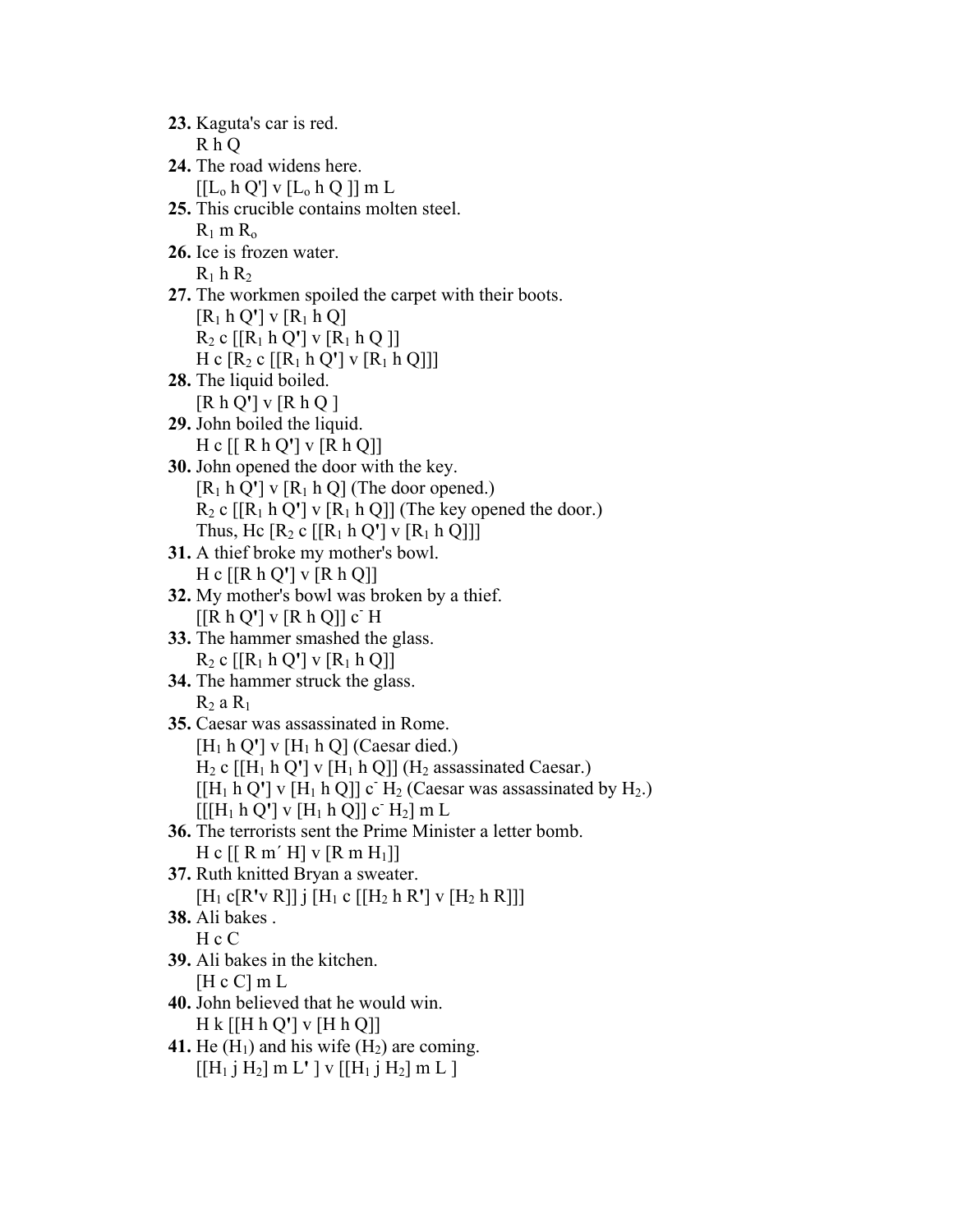**23.** Kaguta's car is red.
R h Q

**24.** The road widens here.
$[[L_o$ h Q'] v $[L_o$ h Q ]] m L

**25.** This crucible contains molten steel.
$R_1$ m $R_o$

**26.** Ice is frozen water.
$R_1$ h $R_2$

**27.** The workmen spoiled the carpet with their boots.
$[R_1$ h Q'] v $[R_1$ h Q]
$R_2$ c $[[R_1$ h Q'] v $[R_1$ h Q ]]
H c $[R_2$ c $[[R_1$ h Q'] v $[R_1$ h Q]]]

**28.** The liquid boiled.
[R h Q'] v [R h Q ]

**29.** John boiled the liquid.
H c [[ R h Q'] v [R h Q]]

**30.** John opened the door with the key.
$[R_1$ h Q'] v $[R_1$ h Q] (The door opened.)
$R_2$ c $[[R_1$ h Q'] v $[R_1$ h Q]] (The key opened the door.)
Thus, Hc $[R_2$ c $[[R_1$ h Q'] v $[R_1$ h Q]]]

**31.** A thief broke my mother's bowl.
H c [[R h Q'] v [R h Q]]

**32.** My mother's bowl was broken by a thief.
[[R h Q'] v [R h Q]] $c^-$ H

**33.** The hammer smashed the glass.
$R_2$ c $[[R_1$ h Q'] v $[R_1$ h Q]]

**34.** The hammer struck the glass.
$R_2$ a $R_1$

**35.** Caesar was assassinated in Rome.
$[H_1$ h Q'] v $[H_1$ h Q] (Caesar died.)
$H_2$ c $[[H_1$ h Q'] v $[H_1$ h Q]] ($H_2$ assassinated Caesar.)
$[[H_1$ h Q'] v $[H_1$ h Q]] $c^-$ $H_2$ (Caesar was assassinated by $H_2$.)
$[[[H_1$ h Q'] v $[H_1$ h Q]] $c^-$ $H_2]$ m L

**36.** The terrorists sent the Prime Minister a letter bomb.
H c [[ R m´ H] v [R m $H_1$]]

**37.** Ruth knitted Bryan a sweater.
$[H_1$ c[R'v R]] j $[H_1$ c $[[H_2$ h R'] v $[H_2$ h R]]]

**38.** Ali bakes .
H c C

**39.** Ali bakes in the kitchen.
[H c C] m L

**40.** John believed that he would win.
H k [[H h Q'] v [H h Q]]

**41.** He ($H_1$) and his wife ($H_2$) are coming.
$[[H_1$ j $H_2]$ m L' ] v $[[H_1$ j $H_2]$ m L ]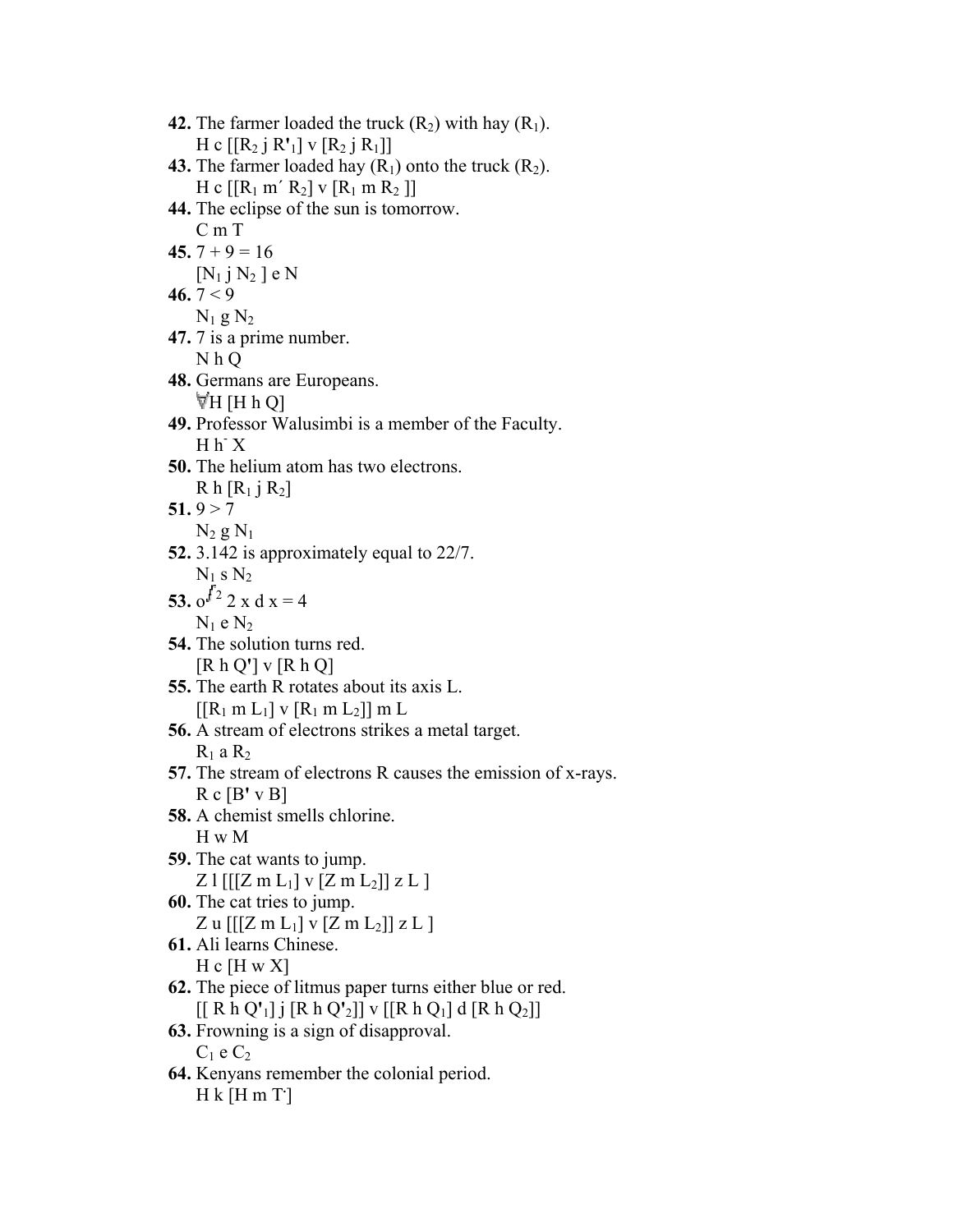**42.** The farmer loaded the truck ($R_2$) with hay ($R_1$).
H c [[$R_2$ j $R'_1$] v [$R_2$ j $R_1$]]

**43.** The farmer loaded hay ($R_1$) onto the truck ($R_2$).
H c [[$R_1$ m´ $R_2$] v [$R_1$ m $R_2$ ]]

**44.** The eclipse of the sun is tomorrow.
C m T

**45.** 7 + 9 = 16
[$N_1$ j $N_2$ ] e N

**46.** 7 < 9
$N_1$ g $N_2$

**47.** 7 is a prime number.
N h Q

**48.** Germans are Europeans.
∀H [H h Q]

**49.** Professor Walusimbi is a member of the Faculty.
H h¯ X

**50.** The helium atom has two electrons.
R h [$R_1$ j $R_2$]

**51.** 9 > 7
$N_2$ g $N_1$

**52.** 3.142 is approximately equal to 22/7.
$N_1$ s $N_2$

**53.** $\int_0^2 2\,x\,d\,x = 4$
$N_1$ e $N_2$

**54.** The solution turns red.
[R h Q'] v [R h Q]

**55.** The earth R rotates about its axis L.
[[$R_1$ m $L_1$] v [$R_1$ m $L_2$]] m L

**56.** A stream of electrons strikes a metal target.
$R_1$ a $R_2$

**57.** The stream of electrons R causes the emission of x-rays.
R c [B' v B]

**58.** A chemist smells chlorine.
H w M

**59.** The cat wants to jump.
Z l [[[Z m $L_1$] v [Z m $L_2$]] z L ]

**60.** The cat tries to jump.
Z u [[[Z m $L_1$] v [Z m $L_2$]] z L ]

**61.** Ali learns Chinese.
H c [H w X]

**62.** The piece of litmus paper turns either blue or red.
[[ R h $Q'_1$] j [R h $Q'_2$]] v [[R h $Q_1$] d [R h $Q_2$]]

**63.** Frowning is a sign of disapproval.
$C_1$ e $C_2$

**64.** Kenyans remember the colonial period.
H k [H m T·]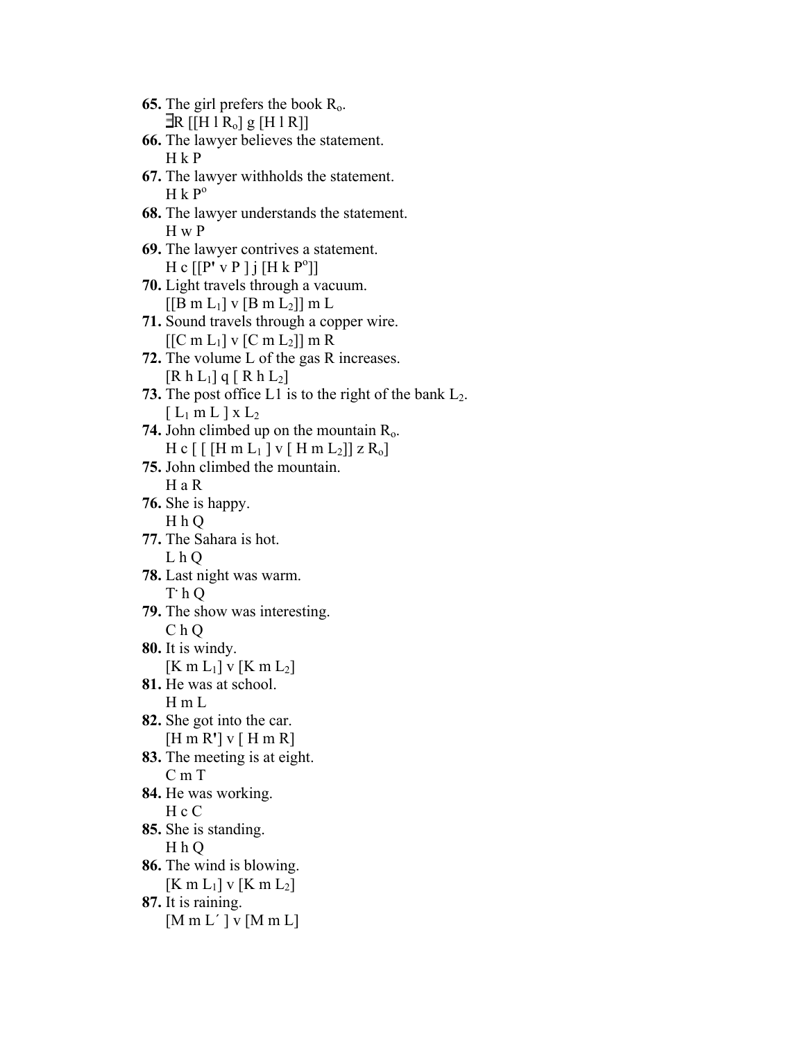**65.** The girl prefers the book $R_o$.
$\exists R \, [[H \; l \; R_o] \; g \; [H \; l \; R]]$

**66.** The lawyer believes the statement.
H k P

**67.** The lawyer withholds the statement.
$H \; k \; P^o$

**68.** The lawyer understands the statement.
H w P

**69.** The lawyer contrives a statement.
$H \; c \; [[P' \; v \; P] \; j \; [H \; k \; P^o]]$

**70.** Light travels through a vacuum.
$[[B \; m \; L_1] \; v \; [B \; m \; L_2]] \; m \; L$

**71.** Sound travels through a copper wire.
$[[C \; m \; L_1] \; v \; [C \; m \; L_2]] \; m \; R$

**72.** The volume L of the gas R increases.
$[R \; h \; L_1] \; q \; [R \; h \; L_2]$

**73.** The post office L1 is to the right of the bank $L_2$.
$[L_1 \; m \; L] \; x \; L_2$

**74.** John climbed up on the mountain $R_o$.
$H \; c \; [[[H \; m \; L_1] \; v \; [H \; m \; L_2]] \; z \; R_o]$

**75.** John climbed the mountain.
H a R

**76.** She is happy.
H h Q

**77.** The Sahara is hot.
L h Q

**78.** Last night was warm.
$T^{\cdot} \; h \; Q$

**79.** The show was interesting.
C h Q

**80.** It is windy.
$[K \; m \; L_1] \; v \; [K \; m \; L_2]$

**81.** He was at school.
H m L

**82.** She got into the car.
$[H \; m \; R'] \; v \; [H \; m \; R]$

**83.** The meeting is at eight.
C m T

**84.** He was working.
H c C

**85.** She is standing.
H h Q

**86.** The wind is blowing.
$[K \; m \; L_1] \; v \; [K \; m \; L_2]$

**87.** It is raining.
$[M \; m \; L'] \; v \; [M \; m \; L]$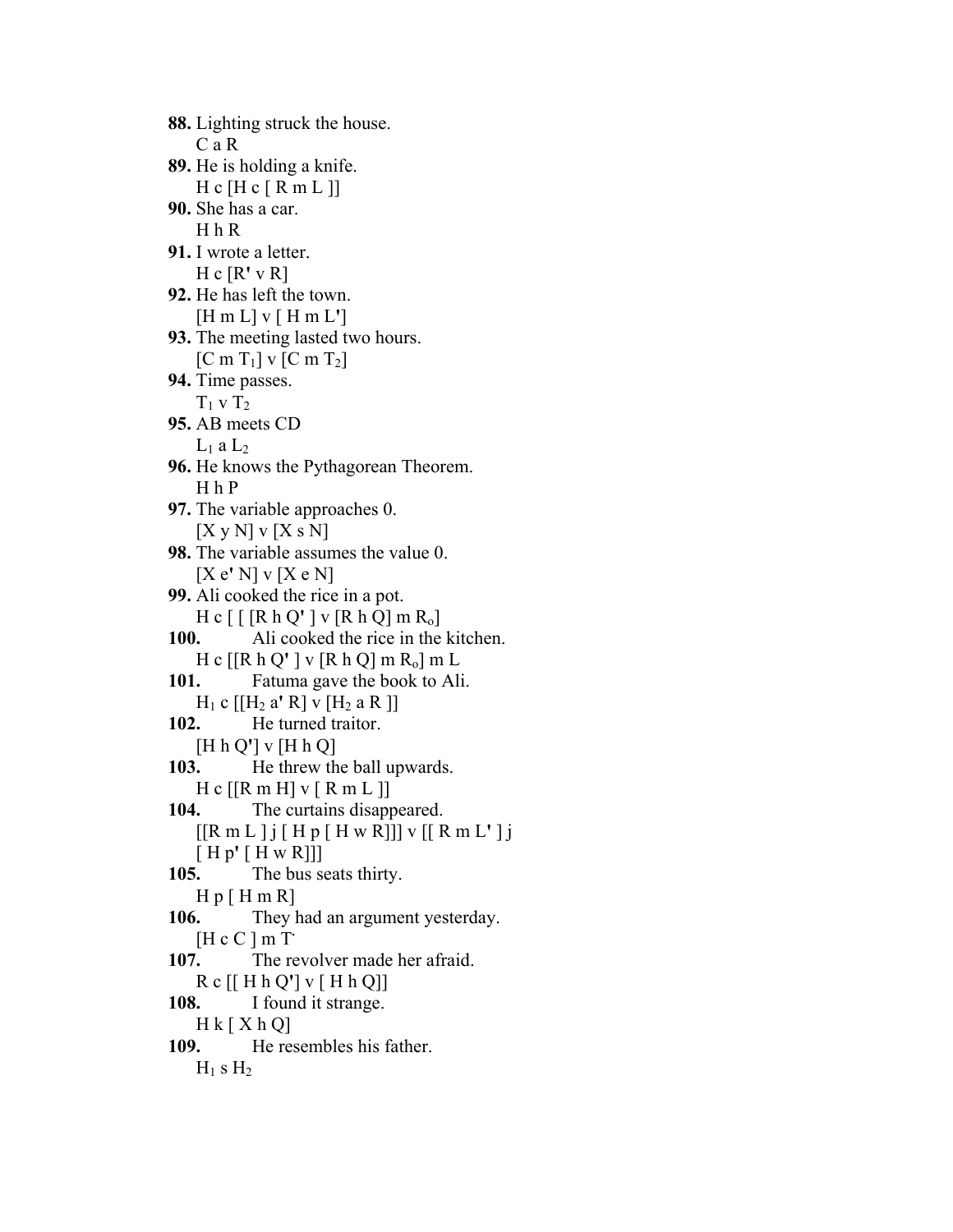**88.** Lighting struck the house.
C a R

**89.** He is holding a knife.
H c [H c [ R m L ]]

**90.** She has a car.
H h R

**91.** I wrote a letter.
H c [R' v R]

**92.** He has left the town.
[H m L] v [ H m L']

**93.** The meeting lasted two hours.
[C m $T_1$] v [C m $T_2$]

**94.** Time passes.
$T_1$ v $T_2$

**95.** AB meets CD
$L_1$ a $L_2$

**96.** He knows the Pythagorean Theorem.
H h P

**97.** The variable approaches 0.
[X y N] v [X s N]

**98.** The variable assumes the value 0.
[X e' N] v [X e N]

**99.** Ali cooked the rice in a pot.
H c [ [ [R h Q' ] v [R h Q] m $R_o$]

**100.** Ali cooked the rice in the kitchen.
H c [[R h Q' ] v [R h Q] m $R_o$] m L

**101.** Fatuma gave the book to Ali.
$H_1$ c [[$H_2$ a' R] v [$H_2$ a R ]]

**102.** He turned traitor.
[H h Q'] v [H h Q]

**103.** He threw the ball upwards.
H c [[R m H] v [ R m L ]]

**104.** The curtains disappeared.
[[R m L ] j [ H p [ H w R]]] v [[ R m L' ] j [ H p' [ H w R]]]

**105.** The bus seats thirty.
H p [ H m R]

**106.** They had an argument yesterday.
[H c C ] m T·

**107.** The revolver made her afraid.
R c [[ H h Q'] v [ H h Q]]

**108.** I found it strange.
H k [ X h Q]

**109.** He resembles his father.
$H_1$ s $H_2$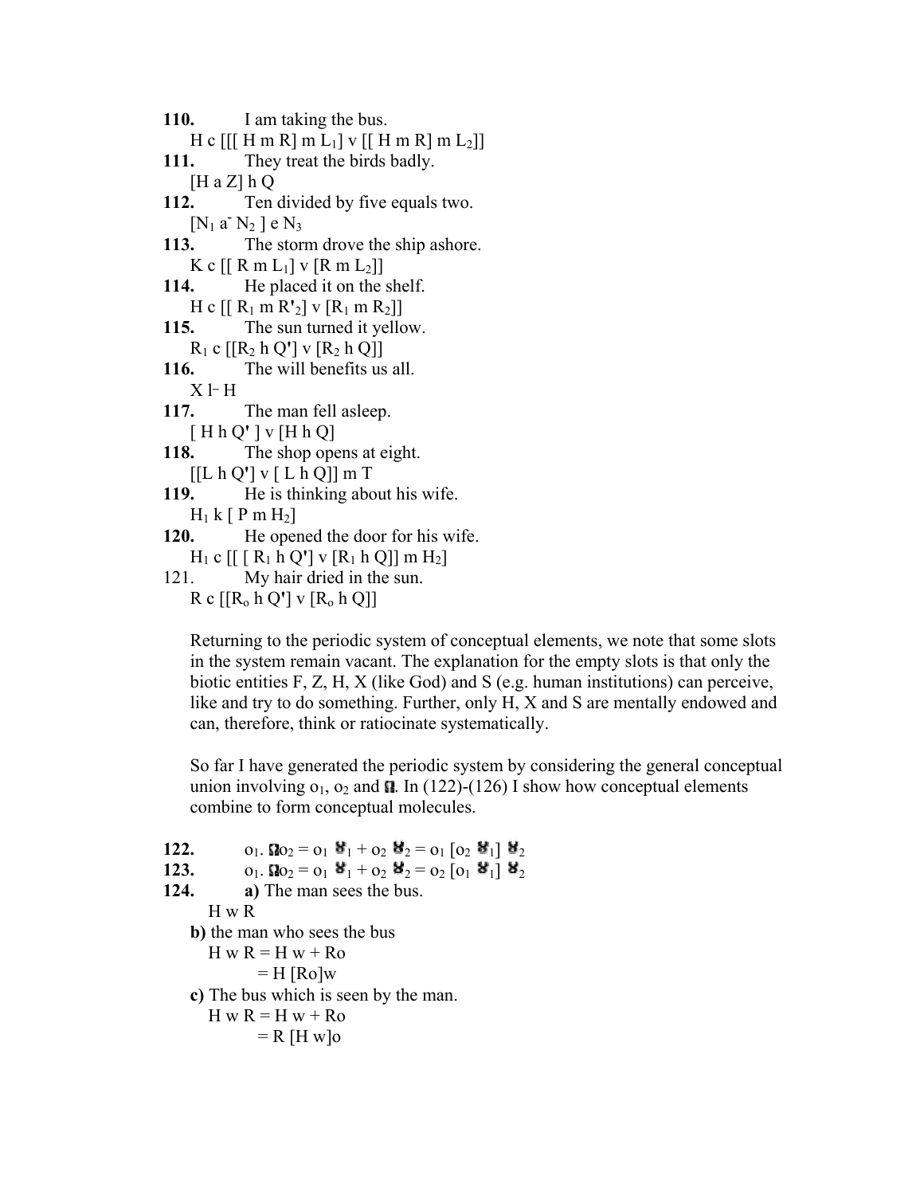**110.** I am taking the bus.

H c [[[ H m R] m $L_1$] v [[ H m R] m $L_2$]]

**111.** They treat the birds badly.

[H a Z] h Q

**112.** Ten divided by five equals two.

[$N_1$ $a^-$ $N_2$ ] e $N_3$

**113.** The storm drove the ship ashore.

K c [[ R m $L_1$] v [R m $L_2$]]

**114.** He placed it on the shelf.

H c [[ $R_1$ m $R'_2$] v [$R_1$ m $R_2$]]

**115.** The sun turned it yellow.

$R_1$ c [[$R_2$ h Q'] v [$R_2$ h Q]]

**116.** The will benefits us all.

X l⁻ H

**117.** The man fell asleep.

[ H h Q' ] v [H h Q]

**118.** The shop opens at eight.

[[L h Q'] v [ L h Q]] m T

**119.** He is thinking about his wife.

$H_1$ k [ P m $H_2$]

**120.** He opened the door for his wife.

$H_1$ c [[ [ $R_1$ h Q'] v [$R_1$ h Q]] m $H_2$]

121. My hair dried in the sun.

R c [[$R_o$ h Q'] v [$R_o$ h Q]]

Returning to the periodic system of conceptual elements, we note that some slots in the system remain vacant. The explanation for the empty slots is that only the biotic entities F, Z, H, X (like God) and S (e.g. human institutions) can perceive, like and try to do something. Further, only H, X and S are mentally endowed and can, therefore, think or ratiocinate systematically.

So far I have generated the periodic system by considering the general conceptual union involving $o_1$, $o_2$ and Ω. In (122)-(126) I show how conceptual elements combine to form conceptual molecules.

**122.** $o_1$. Ω$o_2$ = $o_1$ ℧$_1$ + $o_2$ ℧$_2$ = $o_1$ [$o_2$ ℧$_1$] ℧$_2$

**123.** $o_1$. Ω$o_2$ = $o_1$ ℧$_1$ + $o_2$ ℧$_2$ = $o_2$ [$o_1$ ℧$_1$] ℧$_2$

**124.** **a)** The man sees the bus.

H w R

**b)** the man who sees the bus

H w R = H w + Ro

= H [Ro]w

**c)** The bus which is seen by the man.

H w R = H w + Ro

= R [H w]o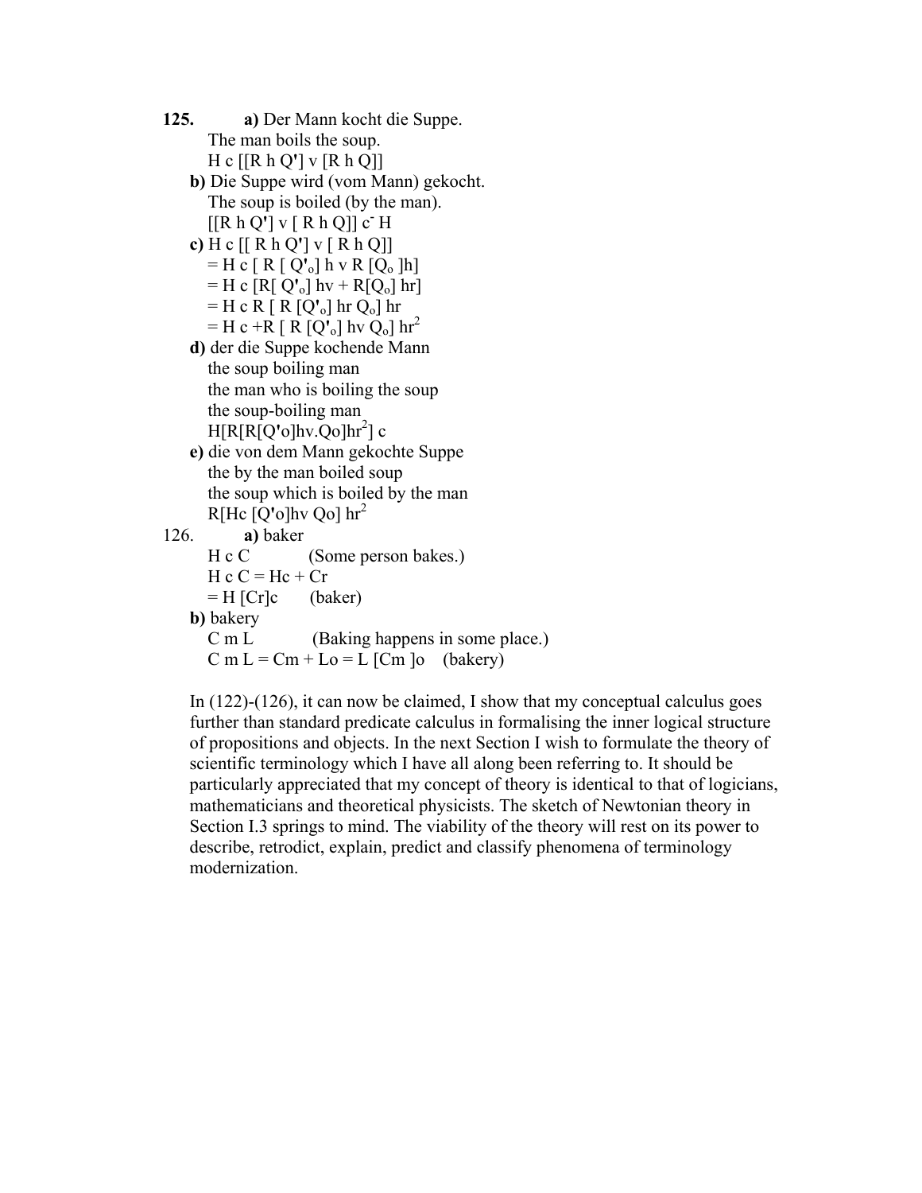**125.** **a)** Der Mann kocht die Suppe.
The man boils the soup.
H c [[R h Q'] v [R h Q]]

**b)** Die Suppe wird (vom Mann) gekocht.
The soup is boiled (by the man).
[[R h Q'] v [ R h Q]] $c^{-}$ H

**c)** H c [[ R h Q'] v [ R h Q]]
= H c [ R [ $Q'_o$] h v R [$Q_o$ ]h]
= H c [R[ $Q'_o$] hv + R[$Q_o$] hr]
= H c R [ R [$Q'_o$] hr $Q_o$] hr
= H c +R [ R [$Q'_o$] hv $Q_o$] $hr^2$

**d)** der die Suppe kochende Mann
the soup boiling man
the man who is boiling the soup
the soup-boiling man
H[R[R[Q'o]hv.Qo]$hr^2$] c

**e)** die von dem Mann gekochte Suppe
the by the man boiled soup
the soup which is boiled by the man
R[Hc [Q'o]hv Qo] $hr^2$

126. **a)** baker
H c C (Some person bakes.)
H c C = Hc + Cr
= H [Cr]c (baker)

**b)** bakery
C m L (Baking happens in some place.)
C m L = Cm + Lo = L [Cm ]o (bakery)

In (122)-(126), it can now be claimed, I show that my conceptual calculus goes further than standard predicate calculus in formalising the inner logical structure of propositions and objects. In the next Section I wish to formulate the theory of scientific terminology which I have all along been referring to. It should be particularly appreciated that my concept of theory is identical to that of logicians, mathematicians and theoretical physicists. The sketch of Newtonian theory in Section I.3 springs to mind. The viability of the theory will rest on its power to describe, retrodict, explain, predict and classify phenomena of terminology modernization.